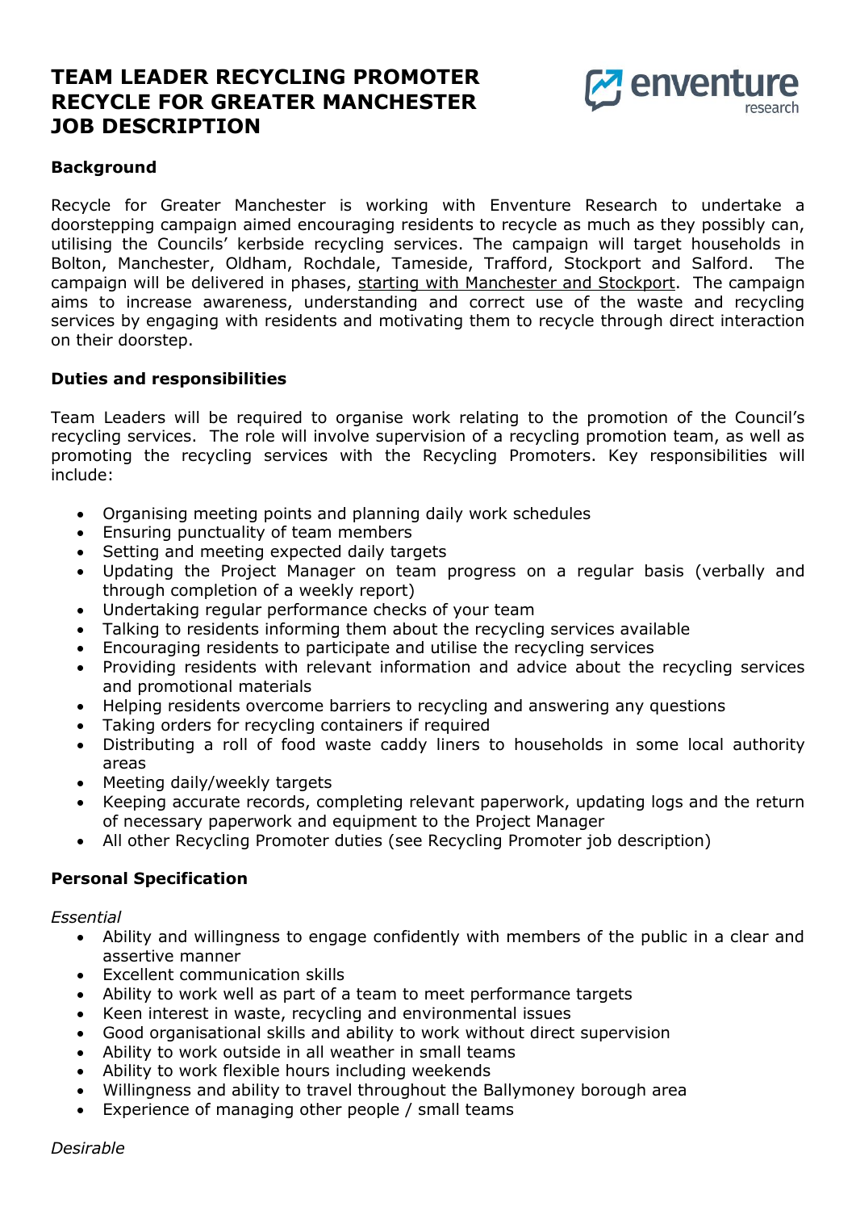# TEAM LEADER RECYCLING PROMOTER RECYCLE FOR GREATER MANCHESTER JOB DESCRIPTION

enventure research

### Background

Recycle for Greater Manchester is working with Enventure Research to undertake a doorstepping campaign aimed encouraging residents to recycle as much as they possibly can, utilising the Councils' kerbside recycling services. The campaign will target households in Bolton, Manchester, Oldham, Rochdale, Tameside, Trafford, Stockport and Salford. The campaign will be delivered in phases, starting with Manchester and Stockport. The campaign aims to increase awareness, understanding and correct use of the waste and recycling services by engaging with residents and motivating them to recycle through direct interaction on their doorstep.

### Duties and responsibilities

Team Leaders will be required to organise work relating to the promotion of the Council's recycling services. The role will involve supervision of a recycling promotion team, as well as promoting the recycling services with the Recycling Promoters. Key responsibilities will include:

- Organising meeting points and planning daily work schedules
- Ensuring punctuality of team members
- Setting and meeting expected daily targets
- Updating the Project Manager on team progress on a regular basis (verbally and through completion of a weekly report)
- Undertaking regular performance checks of your team
- Talking to residents informing them about the recycling services available
- Encouraging residents to participate and utilise the recycling services
- Providing residents with relevant information and advice about the recycling services and promotional materials
- Helping residents overcome barriers to recycling and answering any questions
- Taking orders for recycling containers if required
- Distributing a roll of food waste caddy liners to households in some local authority areas
- Meeting daily/weekly targets
- Keeping accurate records, completing relevant paperwork, updating logs and the return of necessary paperwork and equipment to the Project Manager
- All other Recycling Promoter duties (see Recycling Promoter job description)

### Personal Specification

*Essential*

- Ability and willingness to engage confidently with members of the public in a clear and assertive manner
- Excellent communication skills
- Ability to work well as part of a team to meet performance targets
- Keen interest in waste, recycling and environmental issues
- Good organisational skills and ability to work without direct supervision
- Ability to work outside in all weather in small teams
- Ability to work flexible hours including weekends
- Willingness and ability to travel throughout the Ballymoney borough area
- Experience of managing other people / small teams

*Desirable*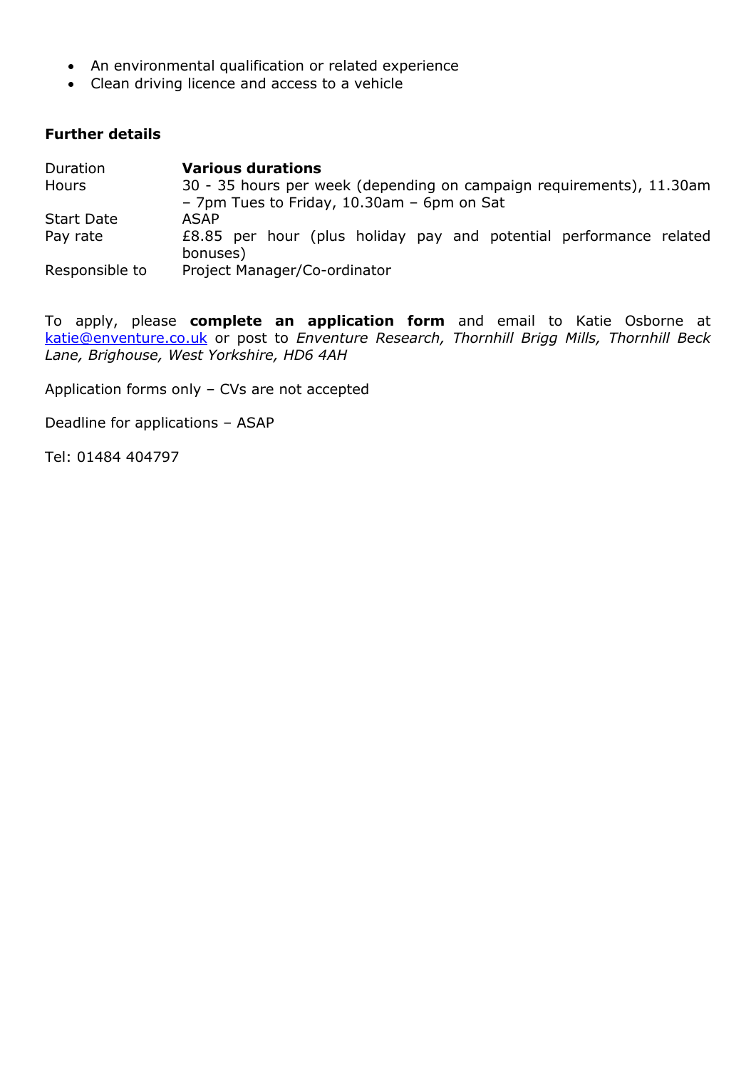- An environmental qualification or related experience
- Clean driving licence and access to a vehicle

**Further details**

| | |
|---|---|
| Duration | **Various durations** |
| Hours | 30 - 35 hours per week (depending on campaign requirements), 11.30am – 7pm Tues to Friday, 10.30am – 6pm on Sat |
| Start Date | ASAP |
| Pay rate | £8.85 per hour (plus holiday pay and potential performance related bonuses) |
| Responsible to | Project Manager/Co-ordinator |

To apply, please **complete an application form** and email to Katie Osborne at katie@enventure.co.uk or post to *Enventure Research, Thornhill Brigg Mills, Thornhill Beck Lane, Brighouse, West Yorkshire, HD6 4AH*

Application forms only – CVs are not accepted

Deadline for applications – ASAP

Tel: 01484 404797